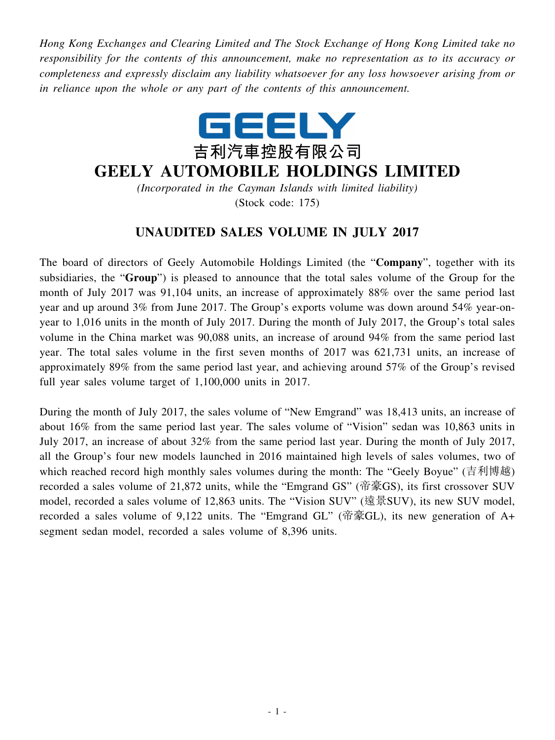*Hong Kong Exchanges and Clearing Limited and The Stock Exchange of Hong Kong Limited take no responsibility for the contents of this announcement, make no representation as to its accuracy or completeness and expressly disclaim any liability whatsoever for any loss howsoever arising from or in reliance upon the whole or any part of the contents of this announcement.*

GEELY

吉利汽車控股有限公司

# GEELY AUTOMOBILE HOLDINGS LIMITED

*(Incorporated in the Cayman Islands with limited liability)*

(Stock code: 175)

## UNAUDITED SALES VOLUME IN JULY 2017

The board of directors of Geely Automobile Holdings Limited (the "**Company**", together with its subsidiaries, the "**Group**") is pleased to announce that the total sales volume of the Group for the month of July 2017 was 91,104 units, an increase of approximately 88% over the same period last year and up around 3% from June 2017. The Group's exports volume was down around 54% year-on-year to 1,016 units in the month of July 2017. During the month of July 2017, the Group's total sales volume in the China market was 90,088 units, an increase of around 94% from the same period last year. The total sales volume in the first seven months of 2017 was 621,731 units, an increase of approximately 89% from the same period last year, and achieving around 57% of the Group's revised full year sales volume target of 1,100,000 units in 2017.

During the month of July 2017, the sales volume of "New Emgrand" was 18,413 units, an increase of about 16% from the same period last year. The sales volume of "Vision" sedan was 10,863 units in July 2017, an increase of about 32% from the same period last year. During the month of July 2017, all the Group's four new models launched in 2016 maintained high levels of sales volumes, two of which reached record high monthly sales volumes during the month: The "Geely Boyue" (吉利博越) recorded a sales volume of 21,872 units, while the "Emgrand GS" (帝豪GS), its first crossover SUV model, recorded a sales volume of 12,863 units. The "Vision SUV" (遠景SUV), its new SUV model, recorded a sales volume of 9,122 units. The "Emgrand GL" (帝豪GL), its new generation of A+ segment sedan model, recorded a sales volume of 8,396 units.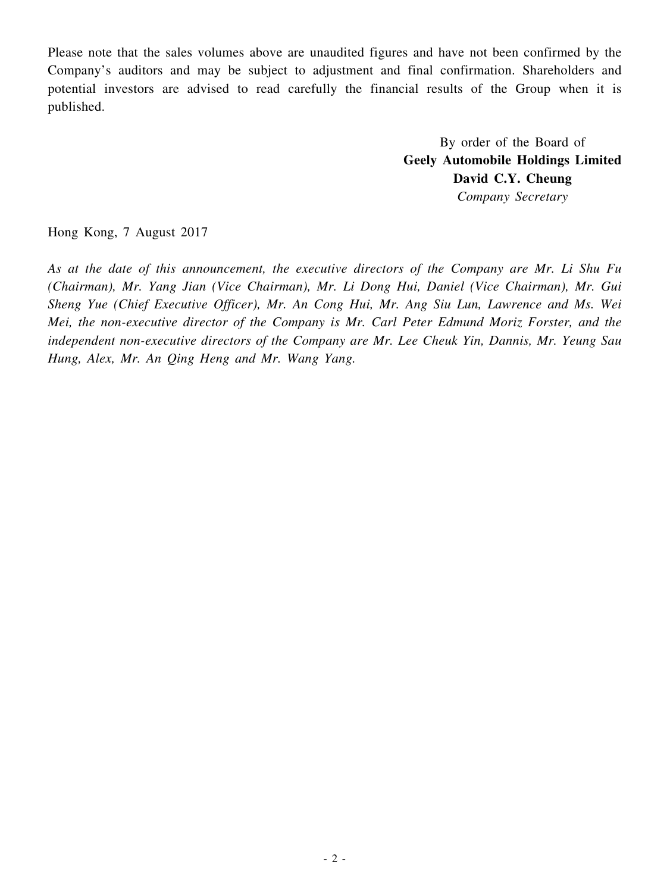Please note that the sales volumes above are unaudited figures and have not been confirmed by the Company's auditors and may be subject to adjustment and final confirmation. Shareholders and potential investors are advised to read carefully the financial results of the Group when it is published.

By order of the Board of
**Geely Automobile Holdings Limited**
**David C.Y. Cheung**
*Company Secretary*

Hong Kong, 7 August 2017

*As at the date of this announcement, the executive directors of the Company are Mr. Li Shu Fu (Chairman), Mr. Yang Jian (Vice Chairman), Mr. Li Dong Hui, Daniel (Vice Chairman), Mr. Gui Sheng Yue (Chief Executive Officer), Mr. An Cong Hui, Mr. Ang Siu Lun, Lawrence and Ms. Wei Mei, the non-executive director of the Company is Mr. Carl Peter Edmund Moriz Forster, and the independent non-executive directors of the Company are Mr. Lee Cheuk Yin, Dannis, Mr. Yeung Sau Hung, Alex, Mr. An Qing Heng and Mr. Wang Yang.*